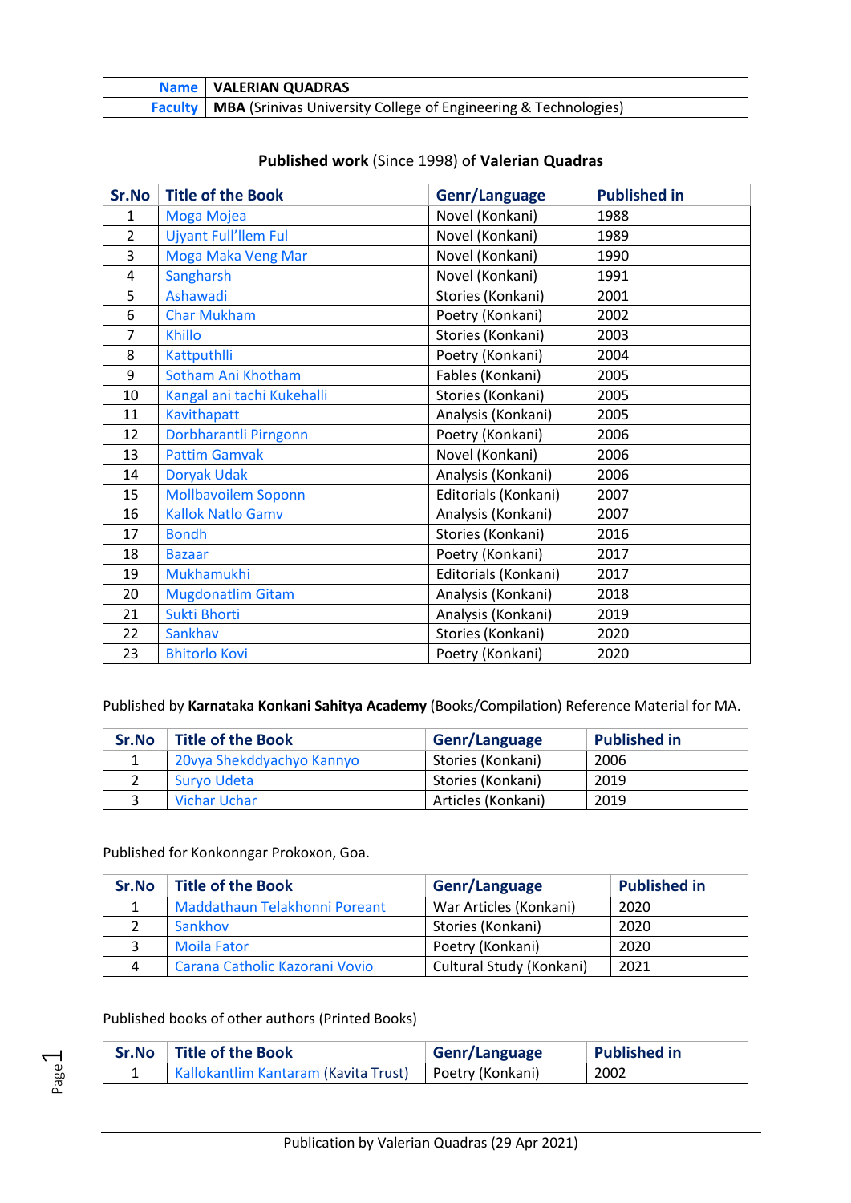| **Name** | **VALERIAN QUADRAS** |
|---|---|
| **Faculty** | **MBA** (Srinivas University College of Engineering & Technologies) |

**Published work** (Since 1998) of **Valerian Quadras**

| Sr.No | Title of the Book | Genr/Language | Published in |
|---|---|---|---|
| 1 | Moga Mojea | Novel (Konkani) | 1988 |
| 2 | Ujyant Full'llem Ful | Novel (Konkani) | 1989 |
| 3 | Moga Maka Veng Mar | Novel (Konkani) | 1990 |
| 4 | Sangharsh | Novel (Konkani) | 1991 |
| 5 | Ashawadi | Stories (Konkani) | 2001 |
| 6 | Char Mukham | Poetry (Konkani) | 2002 |
| 7 | Khillo | Stories (Konkani) | 2003 |
| 8 | Kattputhlli | Poetry (Konkani) | 2004 |
| 9 | Sotham Ani Khotham | Fables (Konkani) | 2005 |
| 10 | Kangal ani tachi Kukehalli | Stories (Konkani) | 2005 |
| 11 | Kavithapatt | Analysis (Konkani) | 2005 |
| 12 | Dorbharantli Pirngonn | Poetry (Konkani) | 2006 |
| 13 | Pattim Gamvak | Novel (Konkani) | 2006 |
| 14 | Doryak Udak | Analysis (Konkani) | 2006 |
| 15 | Mollbavoilem Soponn | Editorials (Konkani) | 2007 |
| 16 | Kallok Natlo Gamv | Analysis (Konkani) | 2007 |
| 17 | Bondh | Stories (Konkani) | 2016 |
| 18 | Bazaar | Poetry (Konkani) | 2017 |
| 19 | Mukhamukhi | Editorials (Konkani) | 2017 |
| 20 | Mugdonatlim Gitam | Analysis (Konkani) | 2018 |
| 21 | Sukti Bhorti | Analysis (Konkani) | 2019 |
| 22 | Sankhav | Stories (Konkani) | 2020 |
| 23 | Bhitorlo Kovi | Poetry (Konkani) | 2020 |

Published by **Karnataka Konkani Sahitya Academy** (Books/Compilation) Reference Material for MA.

| Sr.No | Title of the Book | Genr/Language | Published in |
|---|---|---|---|
| 1 | 20vya Shekddyachyo Kannyo | Stories (Konkani) | 2006 |
| 2 | Suryo Udeta | Stories (Konkani) | 2019 |
| 3 | Vichar Uchar | Articles (Konkani) | 2019 |

Published for Konkonngar Prokoxon, Goa.

| Sr.No | Title of the Book | Genr/Language | Published in |
|---|---|---|---|
| 1 | Maddathaun Telakhonni Poreant | War Articles (Konkani) | 2020 |
| 2 | Sankhov | Stories (Konkani) | 2020 |
| 3 | Moila Fator | Poetry (Konkani) | 2020 |
| 4 | Carana Catholic Kazorani Vovio | Cultural Study (Konkani) | 2021 |

Published books of other authors (Printed Books)

| Sr.No | Title of the Book | Genr/Language | Published in |
|---|---|---|---|
| 1 | Kallokantlim Kantaram (Kavita Trust) | Poetry (Konkani) | 2002 |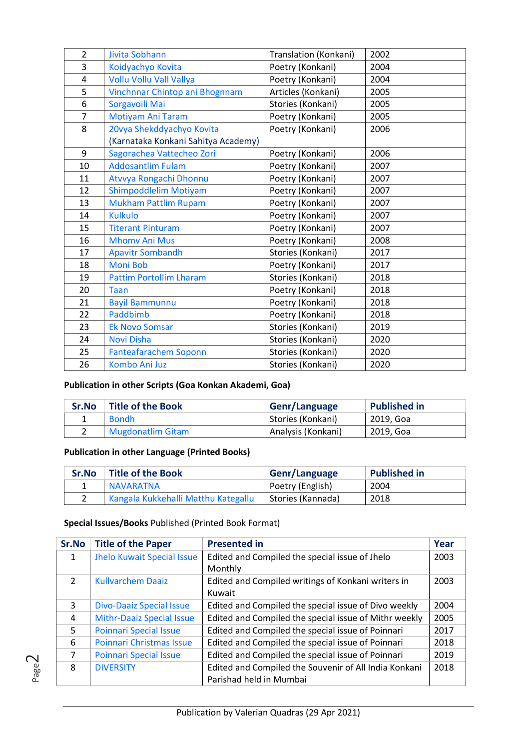| 2 | Jivita Sobhann | Translation (Konkani) | 2002 |
|---|---|---|---|
| 3 | Koidyachyo Kovita | Poetry (Konkani) | 2004 |
| 4 | Vollu Vollu Vall Vallya | Poetry (Konkani) | 2004 |
| 5 | Vinchnnar Chintop ani Bhognnam | Articles (Konkani) | 2005 |
| 6 | Sorgavoili Mai | Stories (Konkani) | 2005 |
| 7 | Motiyam Ani Taram | Poetry (Konkani) | 2005 |
| 8 | 20vya Shekddyachyo Kovita (Karnataka Konkani Sahitya Academy) | Poetry (Konkani) | 2006 |
| 9 | Sagorachea Vattecheo Zori | Poetry (Konkani) | 2006 |
| 10 | Addosantlim Fulam | Poetry (Konkani) | 2007 |
| 11 | Atvvya Rongachi Dhonnu | Poetry (Konkani) | 2007 |
| 12 | Shimpoddlelim Motiyam | Poetry (Konkani) | 2007 |
| 13 | Mukham Pattlim Rupam | Poetry (Konkani) | 2007 |
| 14 | Kulkulo | Poetry (Konkani) | 2007 |
| 15 | Titerant Pinturam | Poetry (Konkani) | 2007 |
| 16 | Mhomv Ani Mus | Poetry (Konkani) | 2008 |
| 17 | Apavitr Sombandh | Stories (Konkani) | 2017 |
| 18 | Moni Bob | Poetry (Konkani) | 2017 |
| 19 | Pattim Portollim Lharam | Stories (Konkani) | 2018 |
| 20 | Taan | Poetry (Konkani) | 2018 |
| 21 | Bayil Bammunnu | Poetry (Konkani) | 2018 |
| 22 | Paddbimb | Poetry (Konkani) | 2018 |
| 23 | Ek Novo Somsar | Stories (Konkani) | 2019 |
| 24 | Novi Disha | Stories (Konkani) | 2020 |
| 25 | Fanteafarachem Soponn | Stories (Konkani) | 2020 |
| 26 | Kombo Ani Juz | Stories (Konkani) | 2020 |

**Publication in other Scripts (Goa Konkan Akademi, Goa)**

| Sr.No | Title of the Book | Genr/Language | Published in |
|---|---|---|---|
| 1 | Bondh | Stories (Konkani) | 2019, Goa |
| 2 | Mugdonatlim Gitam | Analysis (Konkani) | 2019, Goa |

**Publication in other Language (Printed Books)**

| Sr.No | Title of the Book | Genr/Language | Published in |
|---|---|---|---|
| 1 | NAVARATNA | Poetry (English) | 2004 |
| 2 | Kangala Kukkehalli Matthu Kategallu | Stories (Kannada) | 2018 |

**Special Issues/Books** Published (Printed Book Format)

| Sr.No | Title of the Paper | Presented in | Year |
|---|---|---|---|
| 1 | Jhelo Kuwait Special Issue | Edited and Compiled the special issue of Jhelo Monthly | 2003 |
| 2 | Kullvarchem Daaiz | Edited and Compiled writings of Konkani writers in Kuwait | 2003 |
| 3 | Divo-Daaiz Special Issue | Edited and Compiled the special issue of Divo weekly | 2004 |
| 4 | Mithr-Daaiz Special Issue | Edited and Compiled the special issue of Mithr weekly | 2005 |
| 5 | Poinnari Special Issue | Edited and Compiled the special issue of Poinnari | 2017 |
| 6 | Poinnari Christmas Issue | Edited and Compiled the special issue of Poinnari | 2018 |
| 7 | Poinnari Special Issue | Edited and Compiled the special issue of Poinnari | 2019 |
| 8 | DIVERSITY | Edited and Compiled the Souvenir of All India Konkani Parishad held in Mumbai | 2018 |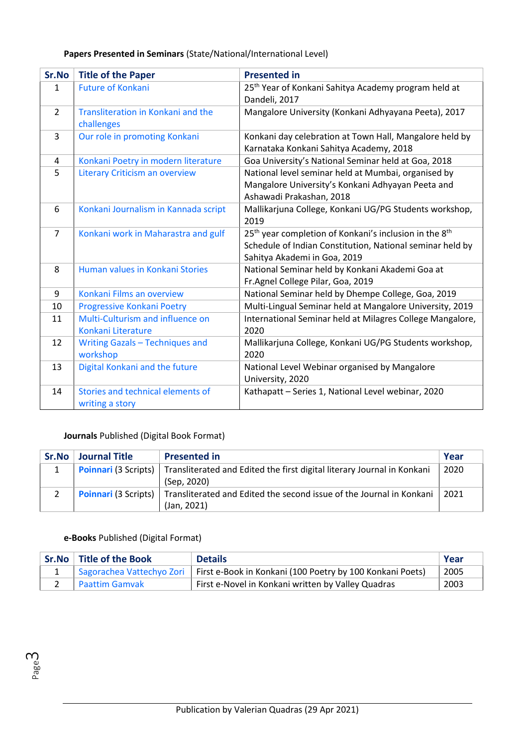**Papers Presented in Seminars** (State/National/International Level)

| Sr.No | Title of the Paper | Presented in |
|---|---|---|
| 1 | Future of Konkani | 25th Year of Konkani Sahitya Academy program held at Dandeli, 2017 |
| 2 | Transliteration in Konkani and the challenges | Mangalore University (Konkani Adhyayana Peeta), 2017 |
| 3 | Our role in promoting Konkani | Konkani day celebration at Town Hall, Mangalore held by Karnataka Konkani Sahitya Academy, 2018 |
| 4 | Konkani Poetry in modern literature | Goa University's National Seminar held at Goa, 2018 |
| 5 | Literary Criticism an overview | National level seminar held at Mumbai, organised by Mangalore University's Konkani Adhyayan Peeta and Ashawadi Prakashan, 2018 |
| 6 | Konkani Journalism in Kannada script | Mallikarjuna College, Konkani UG/PG Students workshop, 2019 |
| 7 | Konkani work in Maharastra and gulf | 25th year completion of Konkani's inclusion in the 8th Schedule of Indian Constitution, National seminar held by Sahitya Akademi in Goa, 2019 |
| 8 | Human values in Konkani Stories | National Seminar held by Konkani Akademi Goa at Fr.Agnel College Pilar, Goa, 2019 |
| 9 | Konkani Films an overview | National Seminar held by Dhempe College, Goa, 2019 |
| 10 | Progressive Konkani Poetry | Multi-Lingual Seminar held at Mangalore University, 2019 |
| 11 | Multi-Culturism and influence on Konkani Literature | International Seminar held at Milagres College Mangalore, 2020 |
| 12 | Writing Gazals – Techniques and workshop | Mallikarjuna College, Konkani UG/PG Students workshop, 2020 |
| 13 | Digital Konkani and the future | National Level Webinar organised by Mangalore University, 2020 |
| 14 | Stories and technical elements of writing a story | Kathapatt – Series 1, National Level webinar, 2020 |

**Journals** Published (Digital Book Format)

| Sr.No | Journal Title | Presented in | Year |
|---|---|---|---|
| 1 | **Poinnari** (3 Scripts) | Transliterated and Edited the first digital literary Journal in Konkani (Sep, 2020) | 2020 |
| 2 | **Poinnari** (3 Scripts) | Transliterated and Edited the second issue of the Journal in Konkani (Jan, 2021) | 2021 |

**e-Books** Published (Digital Format)

| Sr.No | Title of the Book | Details | Year |
|---|---|---|---|
| 1 | Sagorachea Vattechyo Zori | First e-Book in Konkani (100 Poetry by 100 Konkani Poets) | 2005 |
| 2 | Paattim Gamvak | First e-Novel in Konkani written by Valley Quadras | 2003 |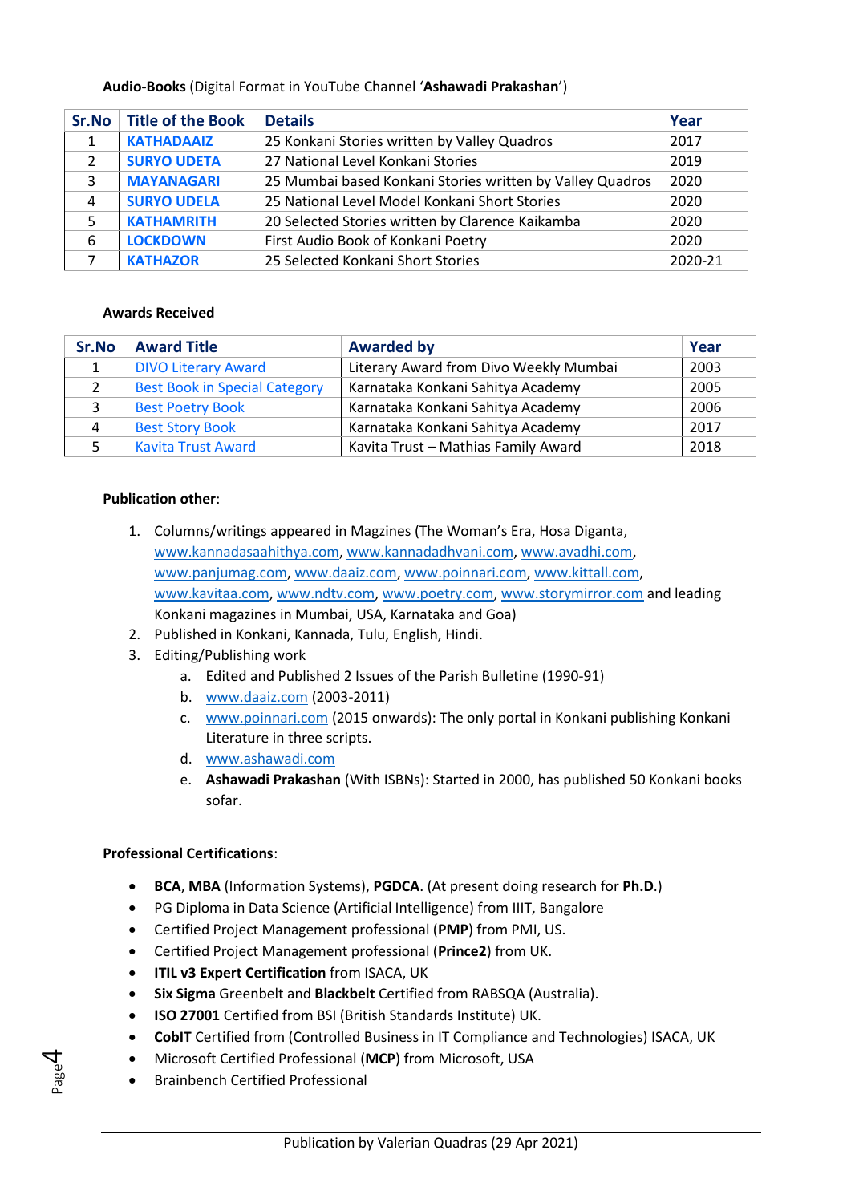**Audio-Books** (Digital Format in YouTube Channel '**Ashawadi Prakashan**')

| Sr.No | Title of the Book | Details | Year |
|---|---|---|---|
| 1 | **KATHADAAIZ** | 25 Konkani Stories written by Valley Quadros | 2017 |
| 2 | **SURYO UDETA** | 27 National Level Konkani Stories | 2019 |
| 3 | **MAYANAGARI** | 25 Mumbai based Konkani Stories written by Valley Quadros | 2020 |
| 4 | **SURYO UDELA** | 25 National Level Model Konkani Short Stories | 2020 |
| 5 | **KATHAMRITH** | 20 Selected Stories written by Clarence Kaikamba | 2020 |
| 6 | **LOCKDOWN** | First Audio Book of Konkani Poetry | 2020 |
| 7 | **KATHAZOR** | 25 Selected Konkani Short Stories | 2020-21 |

**Awards Received**

| Sr.No | Award Title | Awarded by | Year |
|---|---|---|---|
| 1 | DIVO Literary Award | Literary Award from Divo Weekly Mumbai | 2003 |
| 2 | Best Book in Special Category | Karnataka Konkani Sahitya Academy | 2005 |
| 3 | Best Poetry Book | Karnataka Konkani Sahitya Academy | 2006 |
| 4 | Best Story Book | Karnataka Konkani Sahitya Academy | 2017 |
| 5 | Kavita Trust Award | Kavita Trust – Mathias Family Award | 2018 |

**Publication other**:

1. Columns/writings appeared in Magzines (The Woman's Era, Hosa Diganta, www.kannadasaahithya.com, www.kannadadhvani.com, www.avadhi.com, www.panjumag.com, www.daaiz.com, www.poinnari.com, www.kittall.com, www.kavitaa.com, www.ndtv.com, www.poetry.com, www.storymirror.com and leading Konkani magazines in Mumbai, USA, Karnataka and Goa)
2. Published in Konkani, Kannada, Tulu, English, Hindi.
3. Editing/Publishing work
    a. Edited and Published 2 Issues of the Parish Bulletine (1990-91)
    b. www.daaiz.com (2003-2011)
    c. www.poinnari.com (2015 onwards): The only portal in Konkani publishing Konkani Literature in three scripts.
    d. www.ashawadi.com
    e. **Ashawadi Prakashan** (With ISBNs): Started in 2000, has published 50 Konkani books sofar.

**Professional Certifications**:

- **BCA**, **MBA** (Information Systems), **PGDCA**. (At present doing research for **Ph.D.**)
- PG Diploma in Data Science (Artificial Intelligence) from IIIT, Bangalore
- Certified Project Management professional (**PMP**) from PMI, US.
- Certified Project Management professional (**Prince2**) from UK.
- **ITIL v3 Expert Certification** from ISACA, UK
- **Six Sigma** Greenbelt and **Blackbelt** Certified from RABSQA (Australia).
- **ISO 27001** Certified from BSI (British Standards Institute) UK.
- **CobIT** Certified from (Controlled Business in IT Compliance and Technologies) ISACA, UK
- Microsoft Certified Professional (**MCP**) from Microsoft, USA
- Brainbench Certified Professional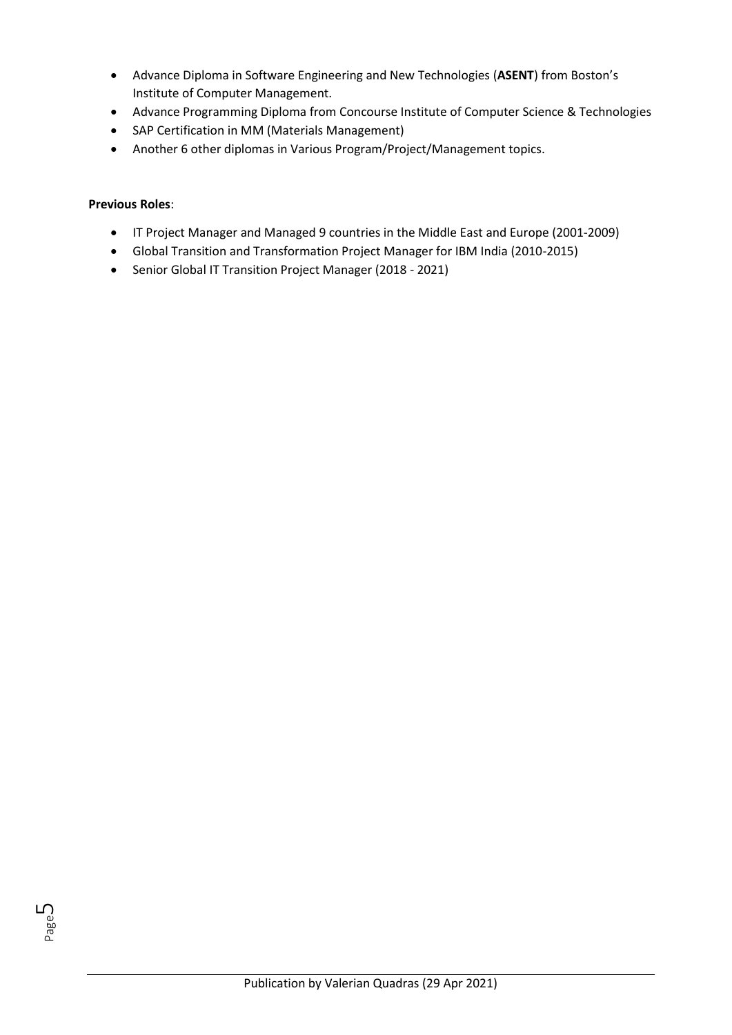- Advance Diploma in Software Engineering and New Technologies (**ASENT**) from Boston's Institute of Computer Management.
- Advance Programming Diploma from Concourse Institute of Computer Science & Technologies
- SAP Certification in MM (Materials Management)
- Another 6 other diplomas in Various Program/Project/Management topics.

**Previous Roles**:

- IT Project Manager and Managed 9 countries in the Middle East and Europe (2001-2009)
- Global Transition and Transformation Project Manager for IBM India (2010-2015)
- Senior Global IT Transition Project Manager (2018 - 2021)